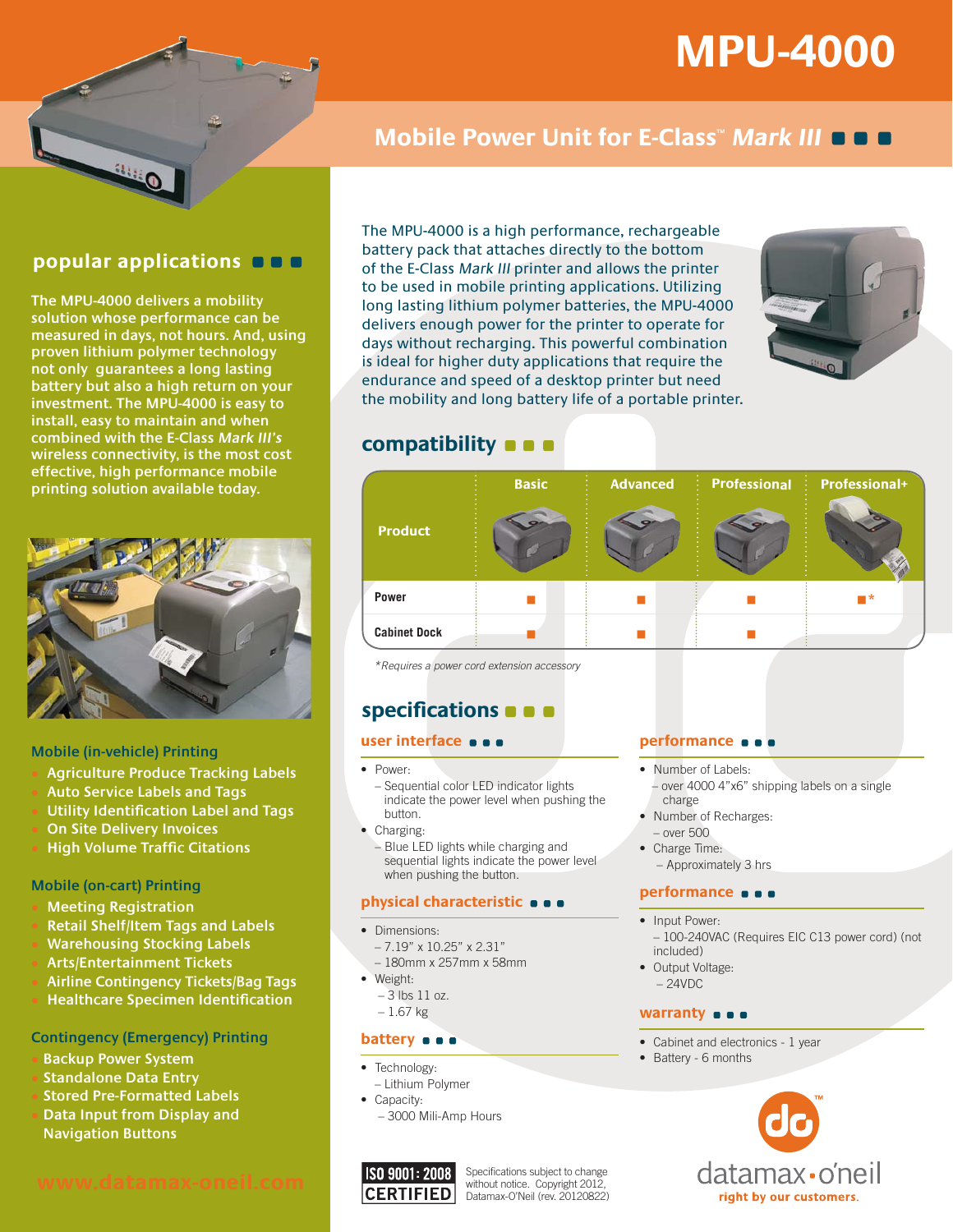# MPU-4000

## Mobile Power Unit for E-Class™ *Mark III*

The MPU-4000 is a high performance, rechargeable battery pack that attaches directly to the bottom of the E-Class *Mark III* printer and allows the printer to be used in mobile printing applications. Utilizing long lasting lithium polymer batteries, the MPU-4000 delivers enough power for the printer to operate for days without recharging. This powerful combination is ideal for higher duty applications that require the endurance and speed of a desktop printer but need the mobility and long battery life of a portable printer.

## popular applications

The MPU-4000 delivers a mobility solution whose performance can be measured in days, not hours. And, using proven lithium polymer technology not only guarantees a long lasting battery but also a high return on your investment. The MPU-4000 is easy to install, easy to maintain and when combined with the E-Class *Mark III's* wireless connectivity, is the most cost effective, high performance mobile printing solution available today.

### Mobile (in-vehicle) Printing

- Agriculture Produce Tracking Labels
- Auto Service Labels and Tags
- Utility Identification Label and Tags
- On Site Delivery Invoices
- High Volume Traffic Citations

### Mobile (on-cart) Printing

- Meeting Registration
- Retail Shelf/Item Tags and Labels
- Warehousing Stocking Labels
- Arts/Entertainment Tickets
- Airline Contingency Tickets/Bag Tags
- Healthcare Specimen Identification

### Contingency (Emergency) Printing

- Backup Power System
- Standalone Data Entry
- Stored Pre-Formatted Labels
- Data Input from Display and Navigation Buttons

www.datamax-oneil.com

## compatibility

| Product | Basic | Advanced | Professional | Professional+ |
|---|---|---|---|---|
| Power | ■ | ■ | ■ | ■* |
| Cabinet Dock | ■ | ■ | ■ | |

*Requires a power cord extension accessory

## specifications

### user interface

- Power:
  - Sequential color LED indicator lights indicate the power level when pushing the button.
- Charging:
  - Blue LED lights while charging and sequential lights indicate the power level when pushing the button.

### physical characteristic

- Dimensions:
  - 7.19" x 10.25" x 2.31"
  - 180mm x 257mm x 58mm
- Weight:
  - 3 lbs 11 oz.
  - 1.67 kg

### battery

- Technology:
  - Lithium Polymer
- Capacity:
  - 3000 Mili-Amp Hours

### performance

- Number of Labels:
  - over 4000 4"x6" shipping labels on a single charge
- Number of Recharges:
  - over 500
- Charge Time:
  - Approximately 3 hrs

### performance

- Input Power:
  - 100-240VAC (Requires EIC C13 power cord) (not included)
- Output Voltage:
  - 24VDC

### warranty

- Cabinet and electronics - 1 year
- Battery - 6 months

ISO 9001 : 2008 CERTIFIED

Specifications subject to change without notice. Copyright 2012, Datamax-O'Neil (rev. 20120822)

datamax-o'neil
right by our customers.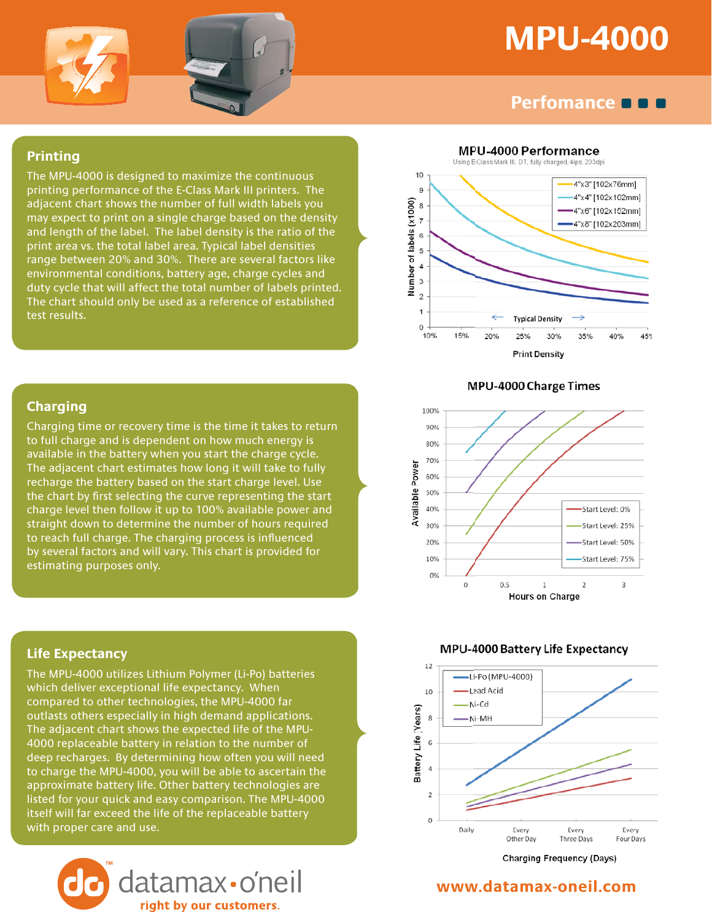# MPU-4000

## Perfomance

### Printing

The MPU-4000 is designed to maximize the continuous printing performance of the E-Class Mark III printers. The adjacent chart shows the number of full width labels you may expect to print on a single charge based on the density and length of the label. The label density is the ratio of the print area vs. the total label area. Typical label densities range between 20% and 30%. There are several factors like environmental conditions, battery age, charge cycles and duty cycle that will affect the total number of labels printed. The chart should only be used as a reference of established test results.

MPU-4000 Performance

Using E-Class Mark III, DT, fully charged, 4ips, 203dpi

Number of labels (x1000)

10
9
8
7
6
5
4
3
2
1
0

4"x3" [102x76mm]
4"x4" [102x102mm]
4"x6" [102x152mm]
4"x8" [102x203mm]

Typical Density

10% 15% 20% 25% 30% 35% 40% 45%

Print Density

### Charging

Charging time or recovery time is the time it takes to return to full charge and is dependent on how much energy is available in the battery when you start the charge cycle. The adjacent chart estimates how long it will take to fully recharge the battery based on the start charge level. Use the chart by first selecting the curve representing the start charge level then follow it up to 100% available power and straight down to determine the number of hours required to reach full charge. The charging process is influenced by several factors and will vary. This chart is provided for estimating purposes only.

MPU-4000 Charge Times

Available Power

100%
90%
80%
70%
60%
50%
40%
30%
20%
10%
0%

Start Level: 0%
Start Level: 25%
Start Level: 50%
Start Level: 75%

0 0.5 1 2 3

Hours on Charge

### Life Expectancy

The MPU-4000 utilizes Lithium Polymer (Li-Po) batteries which deliver exceptional life expectancy. When compared to other technologies, the MPU-4000 far outlasts others especially in high demand applications. The adjacent chart shows the expected life of the MPU-4000 replaceable battery in relation to the number of deep recharges. By determining how often you will need to charge the MPU-4000, you will be able to ascertain the approximate battery life. Other battery technologies are listed for your quick and easy comparison. The MPU-4000 itself will far exceed the life of the replaceable battery with proper care and use.

MPU-4000 Battery Life Expectancy

Battery Life (Years)

12
10
8
6
4
2
0

Li-Po (MPU-4000)
Lead Acid
Ni-Cd
Ni-MH

Daily
Every Other Day
Every Three Days
Every Four Days

Charging Frequency (Days)

datamax·o'neil

right by our customers.

www.datamax-oneil.com